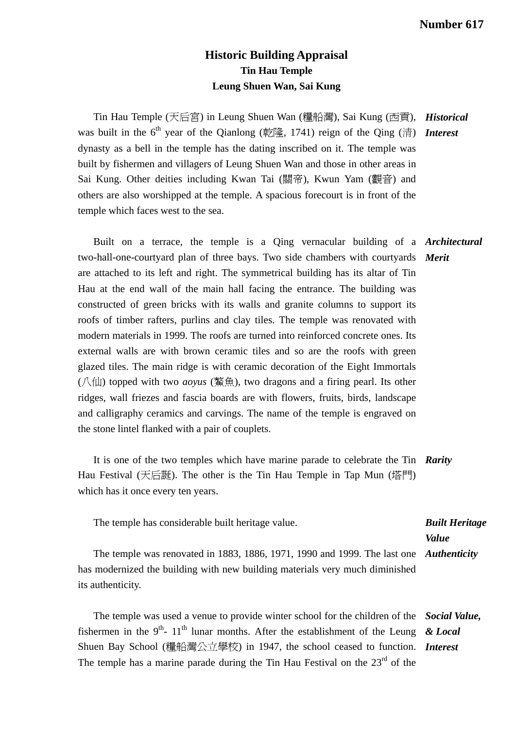**Number 617**

# Historic Building Appraisal
## Tin Hau Temple
## Leung Shuen Wan, Sai Kung

***Historical Interest***

Tin Hau Temple (天后宮) in Leung Shuen Wan (糧船灣), Sai Kung (西貢), was built in the 6th year of the Qianlong (乾隆, 1741) reign of the Qing (清) dynasty as a bell in the temple has the dating inscribed on it. The temple was built by fishermen and villagers of Leung Shuen Wan and those in other areas in Sai Kung. Other deities including Kwan Tai (關帝), Kwun Yam (觀音) and others are also worshipped at the temple. A spacious forecourt is in front of the temple which faces west to the sea.

***Architectural Merit***

Built on a terrace, the temple is a Qing vernacular building of a two-hall-one-courtyard plan of three bays. Two side chambers with courtyards are attached to its left and right. The symmetrical building has its altar of Tin Hau at the end wall of the main hall facing the entrance. The building was constructed of green bricks with its walls and granite columns to support its roofs of timber rafters, purlins and clay tiles. The temple was renovated with modern materials in 1999. The roofs are turned into reinforced concrete ones. Its external walls are with brown ceramic tiles and so are the roofs with green glazed tiles. The main ridge is with ceramic decoration of the Eight Immortals (八仙) topped with two *aoyus* (鰲魚), two dragons and a firing pearl. Its other ridges, wall friezes and fascia boards are with flowers, fruits, birds, landscape and calligraphy ceramics and carvings. The name of the temple is engraved on the stone lintel flanked with a pair of couplets.

***Rarity***

It is one of the two temples which have marine parade to celebrate the Tin Hau Festival (天后誕). The other is the Tin Hau Temple in Tap Mun (塔門) which has it once every ten years.

***Built Heritage Value***

The temple has considerable built heritage value.

***Authenticity***

The temple was renovated in 1883, 1886, 1971, 1990 and 1999. The last one has modernized the building with new building materials very much diminished its authenticity.

***Social Value, & Local Interest***

The temple was used a venue to provide winter school for the children of the fishermen in the 9th- 11th lunar months. After the establishment of the Leung Shuen Bay School (糧船灣公立學校) in 1947, the school ceased to function. The temple has a marine parade during the Tin Hau Festival on the 23rd of the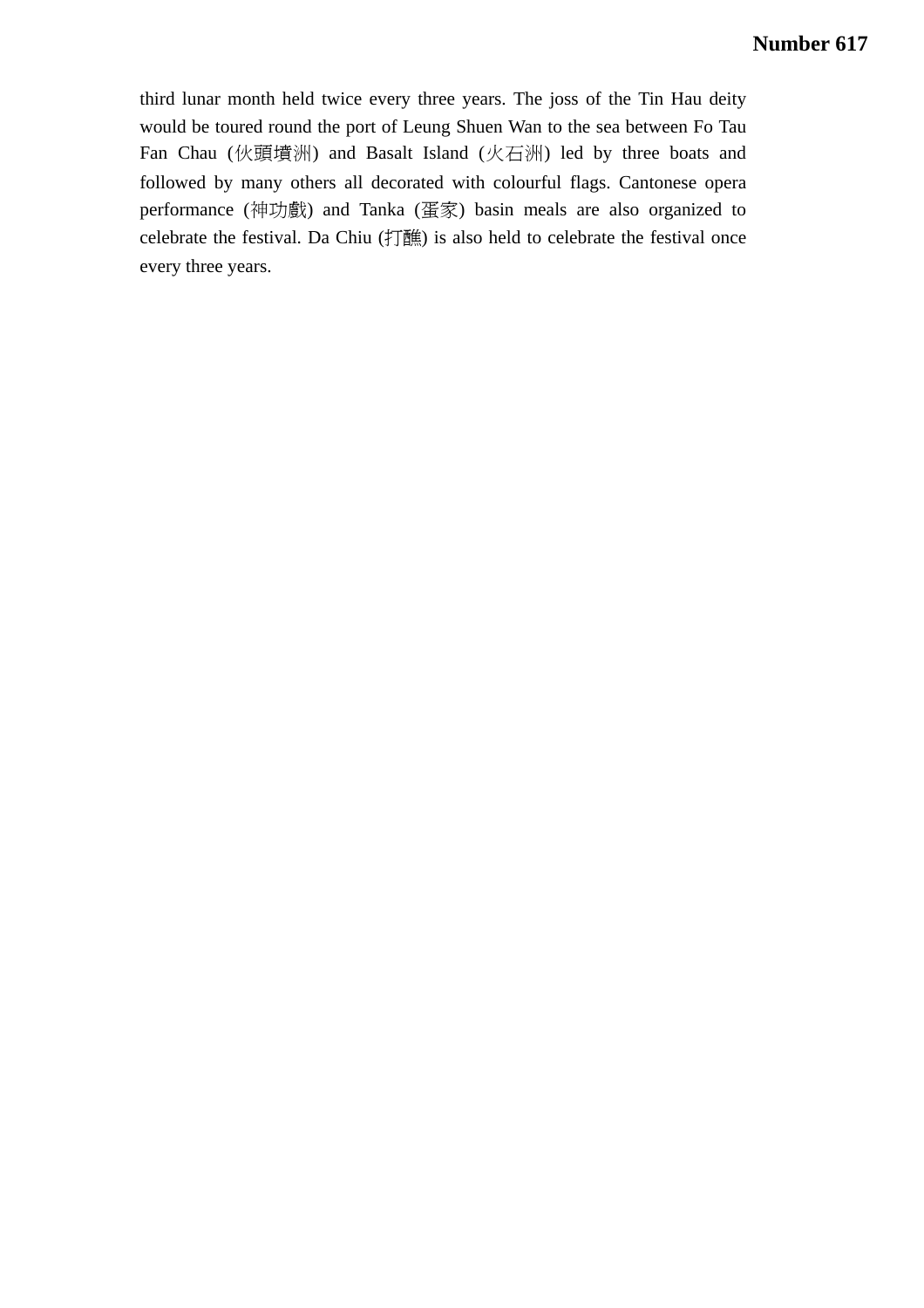third lunar month held twice every three years. The joss of the Tin Hau deity would be toured round the port of Leung Shuen Wan to the sea between Fo Tau Fan Chau (伙頭墳洲) and Basalt Island (火石洲) led by three boats and followed by many others all decorated with colourful flags. Cantonese opera performance (神功戲) and Tanka (蛋家) basin meals are also organized to celebrate the festival. Da Chiu (打醮) is also held to celebrate the festival once every three years.